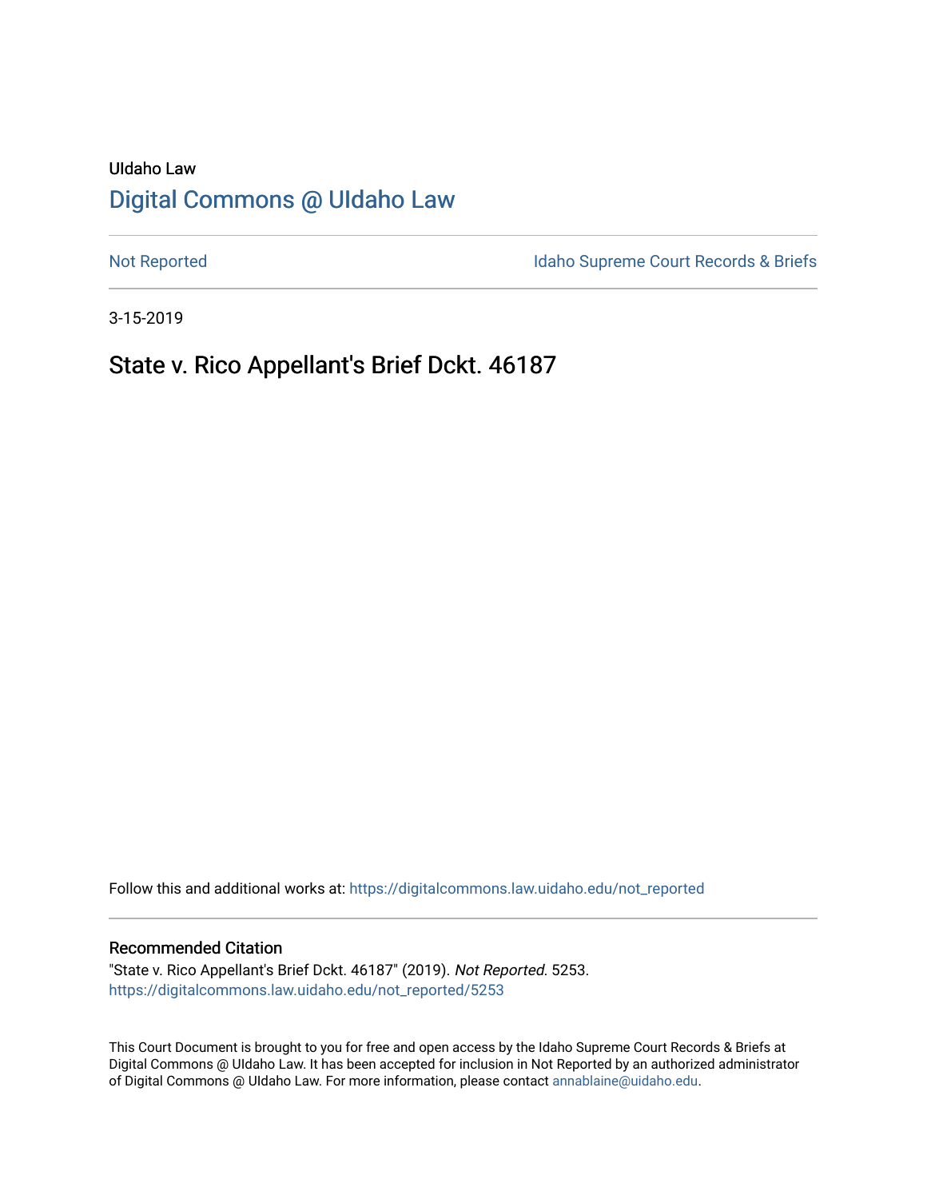UIdaho Law

# Digital Commons @ UIdaho Law

Not Reported

Idaho Supreme Court Records & Briefs

3-15-2019

## State v. Rico Appellant's Brief Dckt. 46187

Follow this and additional works at: https://digitalcommons.law.uidaho.edu/not_reported

### Recommended Citation

"State v. Rico Appellant's Brief Dckt. 46187" (2019). *Not Reported*. 5253.
https://digitalcommons.law.uidaho.edu/not_reported/5253

This Court Document is brought to you for free and open access by the Idaho Supreme Court Records & Briefs at Digital Commons @ UIdaho Law. It has been accepted for inclusion in Not Reported by an authorized administrator of Digital Commons @ UIdaho Law. For more information, please contact annablaine@uidaho.edu.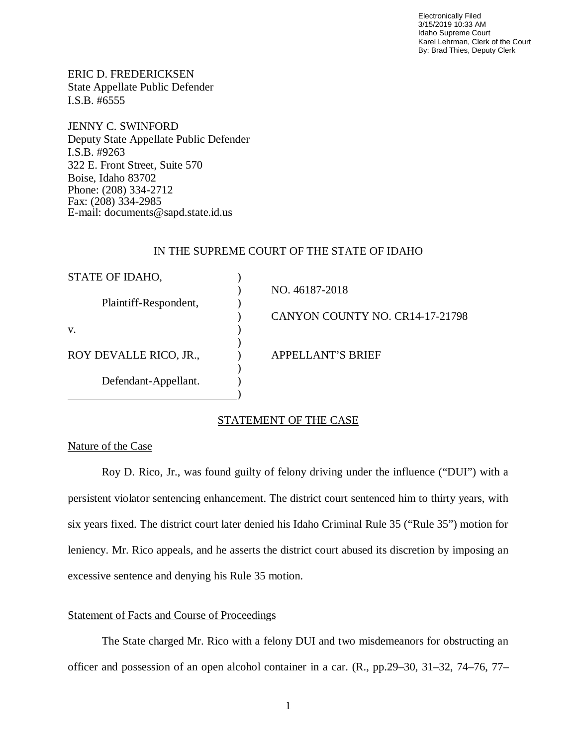Electronically Filed
3/15/2019 10:33 AM
Idaho Supreme Court
Karel Lehrman, Clerk of the Court
By: Brad Thies, Deputy Clerk

ERIC D. FREDERICKSEN
State Appellate Public Defender
I.S.B. #6555

JENNY C. SWINFORD
Deputy State Appellate Public Defender
I.S.B. #9263
322 E. Front Street, Suite 570
Boise, Idaho 83702
Phone: (208) 334-2712
Fax: (208) 334-2985
E-mail: documents@sapd.state.id.us

IN THE SUPREME COURT OF THE STATE OF IDAHO

| | | |
|---|---|---|
| STATE OF IDAHO, | ) | NO. 46187-2018 |
| Plaintiff-Respondent, | ) | CANYON COUNTY NO. CR14-17-21798 |
| v. | ) | |
| ROY DEVALLE RICO, JR., | ) | APPELLANT'S BRIEF |
| Defendant-Appellant. | ) | |

## STATEMENT OF THE CASE

### Nature of the Case

Roy D. Rico, Jr., was found guilty of felony driving under the influence ("DUI") with a persistent violator sentencing enhancement. The district court sentenced him to thirty years, with six years fixed. The district court later denied his Idaho Criminal Rule 35 ("Rule 35") motion for leniency. Mr. Rico appeals, and he asserts the district court abused its discretion by imposing an excessive sentence and denying his Rule 35 motion.

### Statement of Facts and Course of Proceedings

The State charged Mr. Rico with a felony DUI and two misdemeanors for obstructing an officer and possession of an open alcohol container in a car. (R., pp.29–30, 31–32, 74–76, 77–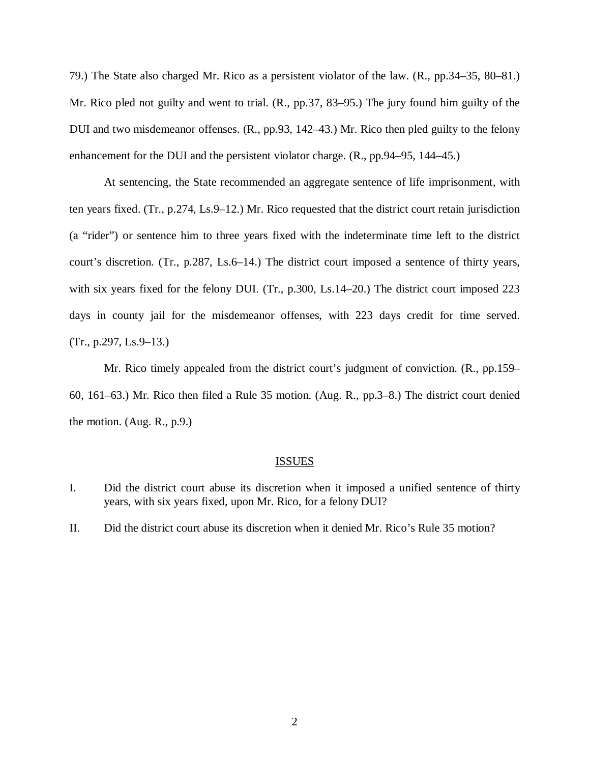79.) The State also charged Mr. Rico as a persistent violator of the law. (R., pp.34–35, 80–81.) Mr. Rico pled not guilty and went to trial. (R., pp.37, 83–95.) The jury found him guilty of the DUI and two misdemeanor offenses. (R., pp.93, 142–43.) Mr. Rico then pled guilty to the felony enhancement for the DUI and the persistent violator charge. (R., pp.94–95, 144–45.)

At sentencing, the State recommended an aggregate sentence of life imprisonment, with ten years fixed. (Tr., p.274, Ls.9–12.) Mr. Rico requested that the district court retain jurisdiction (a "rider") or sentence him to three years fixed with the indeterminate time left to the district court's discretion. (Tr., p.287, Ls.6–14.) The district court imposed a sentence of thirty years, with six years fixed for the felony DUI. (Tr., p.300, Ls.14–20.) The district court imposed 223 days in county jail for the misdemeanor offenses, with 223 days credit for time served. (Tr., p.297, Ls.9–13.)

Mr. Rico timely appealed from the district court's judgment of conviction. (R., pp.159–60, 161–63.) Mr. Rico then filed a Rule 35 motion. (Aug. R., pp.3–8.) The district court denied the motion. (Aug. R., p.9.)

## ISSUES

I. Did the district court abuse its discretion when it imposed a unified sentence of thirty years, with six years fixed, upon Mr. Rico, for a felony DUI?

II. Did the district court abuse its discretion when it denied Mr. Rico's Rule 35 motion?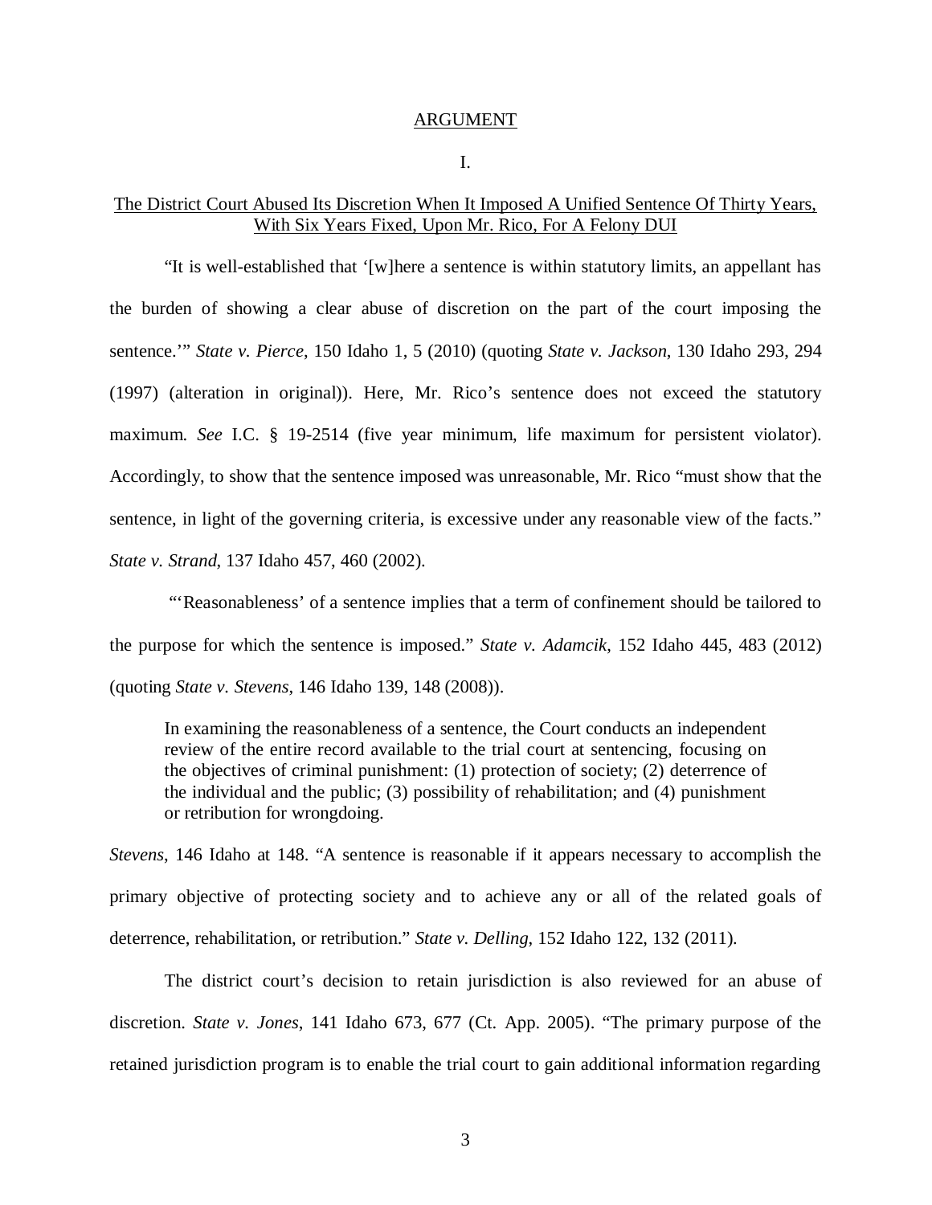## ARGUMENT

### I.

### The District Court Abused Its Discretion When It Imposed A Unified Sentence Of Thirty Years, With Six Years Fixed, Upon Mr. Rico, For A Felony DUI

"It is well-established that '[w]here a sentence is within statutory limits, an appellant has the burden of showing a clear abuse of discretion on the part of the court imposing the sentence.'" *State v. Pierce*, 150 Idaho 1, 5 (2010) (quoting *State v. Jackson*, 130 Idaho 293, 294 (1997) (alteration in original)). Here, Mr. Rico's sentence does not exceed the statutory maximum. *See* I.C. § 19-2514 (five year minimum, life maximum for persistent violator). Accordingly, to show that the sentence imposed was unreasonable, Mr. Rico "must show that the sentence, in light of the governing criteria, is excessive under any reasonable view of the facts." *State v. Strand*, 137 Idaho 457, 460 (2002).

"'Reasonableness' of a sentence implies that a term of confinement should be tailored to the purpose for which the sentence is imposed." *State v. Adamcik*, 152 Idaho 445, 483 (2012) (quoting *State v. Stevens*, 146 Idaho 139, 148 (2008)).

> In examining the reasonableness of a sentence, the Court conducts an independent review of the entire record available to the trial court at sentencing, focusing on the objectives of criminal punishment: (1) protection of society; (2) deterrence of the individual and the public; (3) possibility of rehabilitation; and (4) punishment or retribution for wrongdoing.

*Stevens*, 146 Idaho at 148. "A sentence is reasonable if it appears necessary to accomplish the primary objective of protecting society and to achieve any or all of the related goals of deterrence, rehabilitation, or retribution." *State v. Delling*, 152 Idaho 122, 132 (2011).

The district court's decision to retain jurisdiction is also reviewed for an abuse of discretion. *State v. Jones*, 141 Idaho 673, 677 (Ct. App. 2005). "The primary purpose of the retained jurisdiction program is to enable the trial court to gain additional information regarding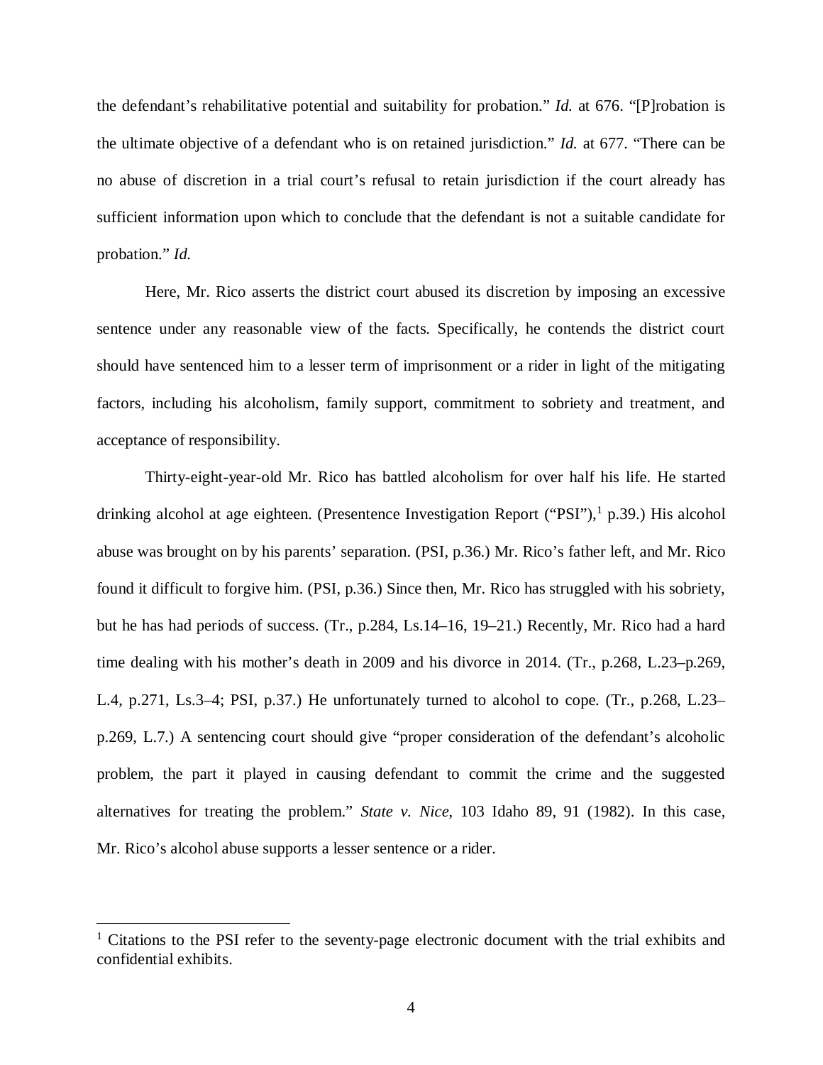the defendant's rehabilitative potential and suitability for probation." *Id.* at 676. "[P]robation is the ultimate objective of a defendant who is on retained jurisdiction." *Id.* at 677. "There can be no abuse of discretion in a trial court's refusal to retain jurisdiction if the court already has sufficient information upon which to conclude that the defendant is not a suitable candidate for probation." *Id.*

Here, Mr. Rico asserts the district court abused its discretion by imposing an excessive sentence under any reasonable view of the facts. Specifically, he contends the district court should have sentenced him to a lesser term of imprisonment or a rider in light of the mitigating factors, including his alcoholism, family support, commitment to sobriety and treatment, and acceptance of responsibility.

Thirty-eight-year-old Mr. Rico has battled alcoholism for over half his life. He started drinking alcohol at age eighteen. (Presentence Investigation Report ("PSI"),[1] p.39.) His alcohol abuse was brought on by his parents' separation. (PSI, p.36.) Mr. Rico's father left, and Mr. Rico found it difficult to forgive him. (PSI, p.36.) Since then, Mr. Rico has struggled with his sobriety, but he has had periods of success. (Tr., p.284, Ls.14–16, 19–21.) Recently, Mr. Rico had a hard time dealing with his mother's death in 2009 and his divorce in 2014. (Tr., p.268, L.23–p.269, L.4, p.271, Ls.3–4; PSI, p.37.) He unfortunately turned to alcohol to cope. (Tr., p.268, L.23–p.269, L.7.) A sentencing court should give "proper consideration of the defendant's alcoholic problem, the part it played in causing defendant to commit the crime and the suggested alternatives for treating the problem." *State v. Nice*, 103 Idaho 89, 91 (1982). In this case, Mr. Rico's alcohol abuse supports a lesser sentence or a rider.

---

[1] Citations to the PSI refer to the seventy-page electronic document with the trial exhibits and confidential exhibits.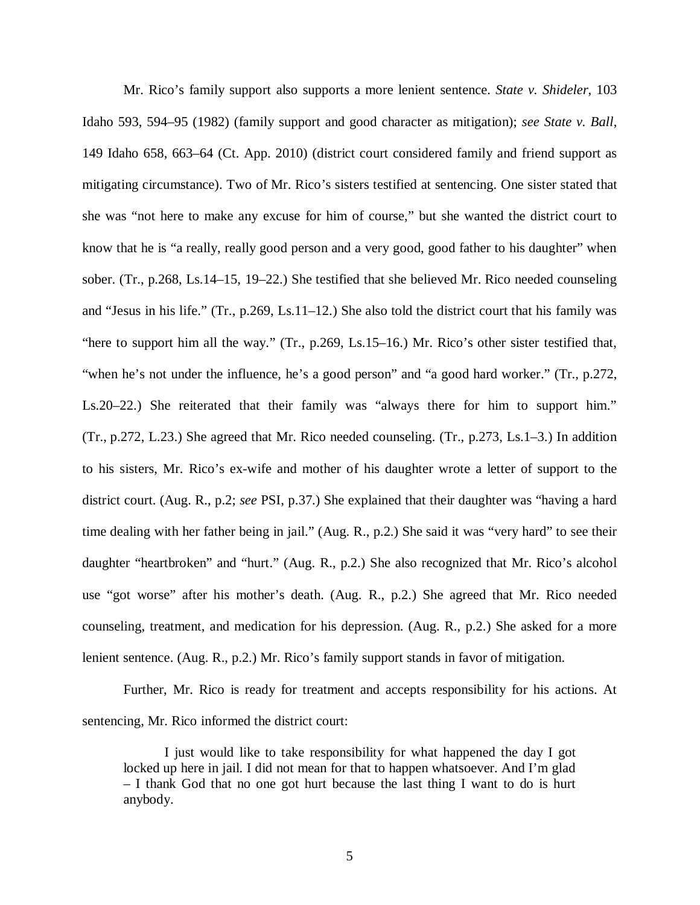Mr. Rico's family support also supports a more lenient sentence. *State v. Shideler*, 103 Idaho 593, 594–95 (1982) (family support and good character as mitigation); *see State v. Ball*, 149 Idaho 658, 663–64 (Ct. App. 2010) (district court considered family and friend support as mitigating circumstance). Two of Mr. Rico's sisters testified at sentencing. One sister stated that she was "not here to make any excuse for him of course," but she wanted the district court to know that he is "a really, really good person and a very good, good father to his daughter" when sober. (Tr., p.268, Ls.14–15, 19–22.) She testified that she believed Mr. Rico needed counseling and "Jesus in his life." (Tr., p.269, Ls.11–12.) She also told the district court that his family was "here to support him all the way." (Tr., p.269, Ls.15–16.) Mr. Rico's other sister testified that, "when he's not under the influence, he's a good person" and "a good hard worker." (Tr., p.272, Ls.20–22.) She reiterated that their family was "always there for him to support him." (Tr., p.272, L.23.) She agreed that Mr. Rico needed counseling. (Tr., p.273, Ls.1–3.) In addition to his sisters, Mr. Rico's ex-wife and mother of his daughter wrote a letter of support to the district court. (Aug. R., p.2; *see* PSI, p.37.) She explained that their daughter was "having a hard time dealing with her father being in jail." (Aug. R., p.2.) She said it was "very hard" to see their daughter "heartbroken" and "hurt." (Aug. R., p.2.) She also recognized that Mr. Rico's alcohol use "got worse" after his mother's death. (Aug. R., p.2.) She agreed that Mr. Rico needed counseling, treatment, and medication for his depression. (Aug. R., p.2.) She asked for a more lenient sentence. (Aug. R., p.2.) Mr. Rico's family support stands in favor of mitigation.

Further, Mr. Rico is ready for treatment and accepts responsibility for his actions. At sentencing, Mr. Rico informed the district court:

> I just would like to take responsibility for what happened the day I got locked up here in jail. I did not mean for that to happen whatsoever. And I'm glad – I thank God that no one got hurt because the last thing I want to do is hurt anybody.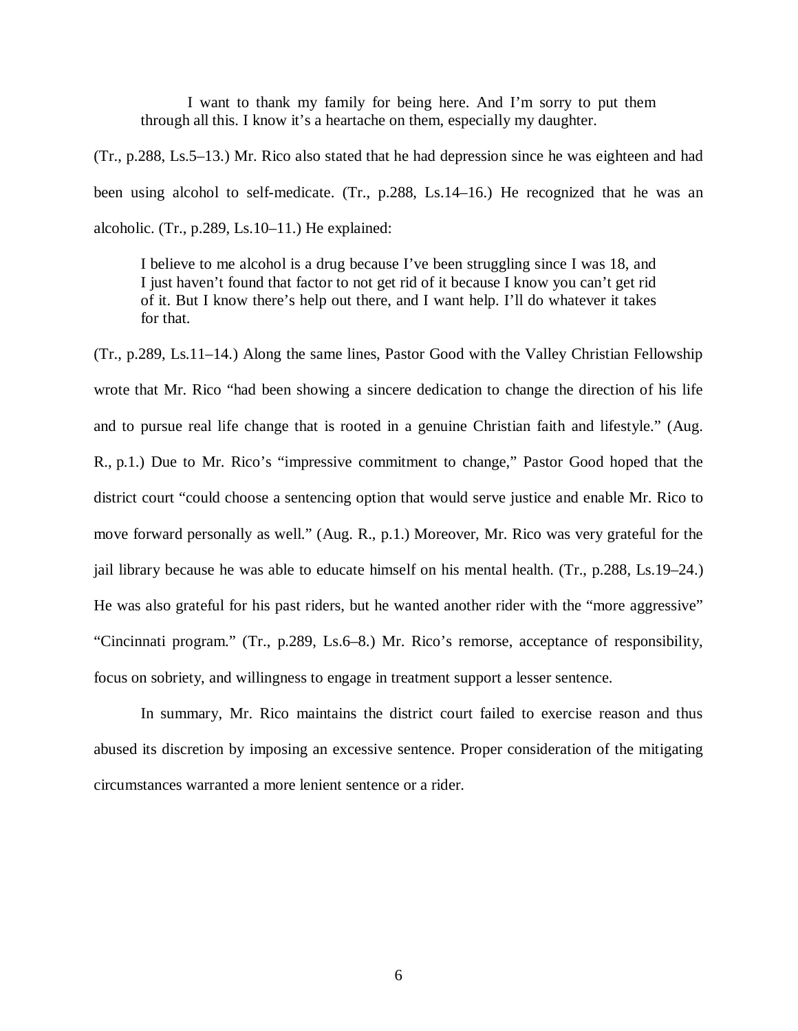> I want to thank my family for being here. And I'm sorry to put them through all this. I know it's a heartache on them, especially my daughter.

(Tr., p.288, Ls.5–13.) Mr. Rico also stated that he had depression since he was eighteen and had been using alcohol to self-medicate. (Tr., p.288, Ls.14–16.) He recognized that he was an alcoholic. (Tr., p.289, Ls.10–11.) He explained:

> I believe to me alcohol is a drug because I've been struggling since I was 18, and I just haven't found that factor to not get rid of it because I know you can't get rid of it. But I know there's help out there, and I want help. I'll do whatever it takes for that.

(Tr., p.289, Ls.11–14.) Along the same lines, Pastor Good with the Valley Christian Fellowship wrote that Mr. Rico "had been showing a sincere dedication to change the direction of his life and to pursue real life change that is rooted in a genuine Christian faith and lifestyle." (Aug. R., p.1.) Due to Mr. Rico's "impressive commitment to change," Pastor Good hoped that the district court "could choose a sentencing option that would serve justice and enable Mr. Rico to move forward personally as well." (Aug. R., p.1.) Moreover, Mr. Rico was very grateful for the jail library because he was able to educate himself on his mental health. (Tr., p.288, Ls.19–24.) He was also grateful for his past riders, but he wanted another rider with the "more aggressive" "Cincinnati program." (Tr., p.289, Ls.6–8.) Mr. Rico's remorse, acceptance of responsibility, focus on sobriety, and willingness to engage in treatment support a lesser sentence.

In summary, Mr. Rico maintains the district court failed to exercise reason and thus abused its discretion by imposing an excessive sentence. Proper consideration of the mitigating circumstances warranted a more lenient sentence or a rider.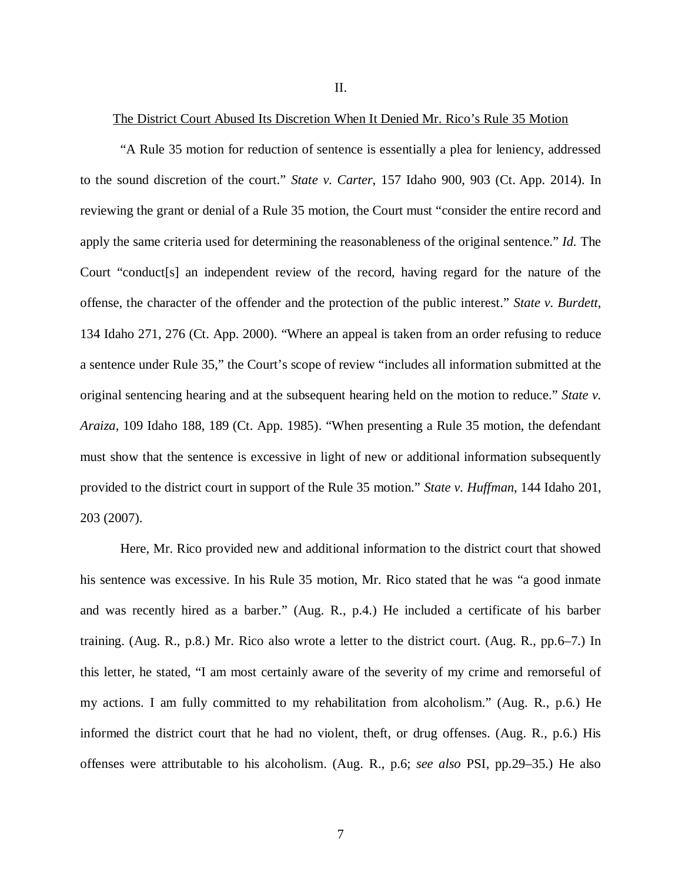II.

The District Court Abused Its Discretion When It Denied Mr. Rico's Rule 35 Motion

"A Rule 35 motion for reduction of sentence is essentially a plea for leniency, addressed to the sound discretion of the court." *State v. Carter*, 157 Idaho 900, 903 (Ct. App. 2014). In reviewing the grant or denial of a Rule 35 motion, the Court must "consider the entire record and apply the same criteria used for determining the reasonableness of the original sentence." *Id.* The Court "conduct[s] an independent review of the record, having regard for the nature of the offense, the character of the offender and the protection of the public interest." *State v. Burdett*, 134 Idaho 271, 276 (Ct. App. 2000). "Where an appeal is taken from an order refusing to reduce a sentence under Rule 35," the Court's scope of review "includes all information submitted at the original sentencing hearing and at the subsequent hearing held on the motion to reduce." *State v. Araiza*, 109 Idaho 188, 189 (Ct. App. 1985). "When presenting a Rule 35 motion, the defendant must show that the sentence is excessive in light of new or additional information subsequently provided to the district court in support of the Rule 35 motion." *State v. Huffman*, 144 Idaho 201, 203 (2007).

Here, Mr. Rico provided new and additional information to the district court that showed his sentence was excessive. In his Rule 35 motion, Mr. Rico stated that he was "a good inmate and was recently hired as a barber." (Aug. R., p.4.) He included a certificate of his barber training. (Aug. R., p.8.) Mr. Rico also wrote a letter to the district court. (Aug. R., pp.6–7.) In this letter, he stated, "I am most certainly aware of the severity of my crime and remorseful of my actions. I am fully committed to my rehabilitation from alcoholism." (Aug. R., p.6.) He informed the district court that he had no violent, theft, or drug offenses. (Aug. R., p.6.) His offenses were attributable to his alcoholism. (Aug. R., p.6; *see also* PSI, pp.29–35.) He also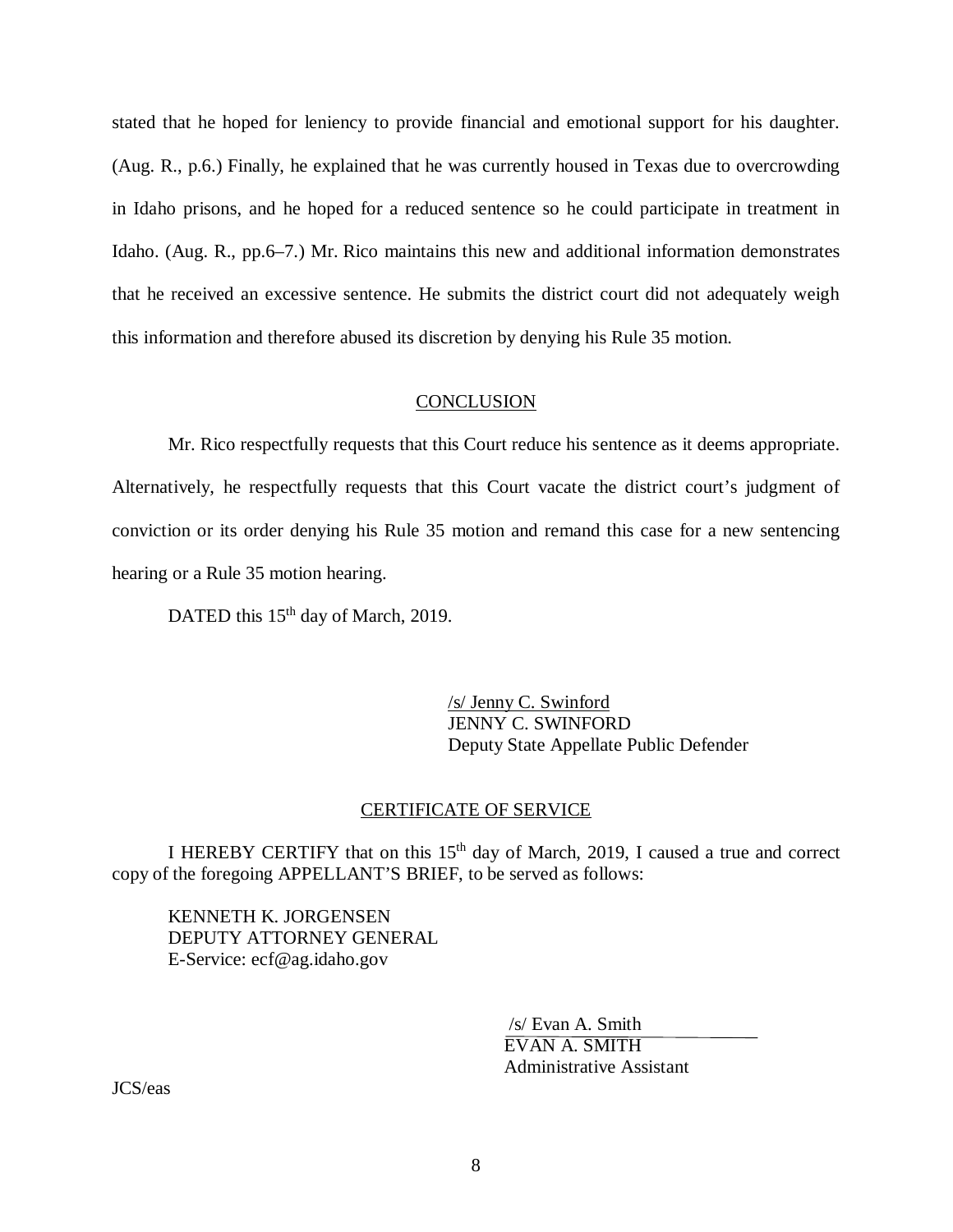stated that he hoped for leniency to provide financial and emotional support for his daughter. (Aug. R., p.6.) Finally, he explained that he was currently housed in Texas due to overcrowding in Idaho prisons, and he hoped for a reduced sentence so he could participate in treatment in Idaho. (Aug. R., pp.6–7.) Mr. Rico maintains this new and additional information demonstrates that he received an excessive sentence. He submits the district court did not adequately weigh this information and therefore abused its discretion by denying his Rule 35 motion.

## CONCLUSION

Mr. Rico respectfully requests that this Court reduce his sentence as it deems appropriate. Alternatively, he respectfully requests that this Court vacate the district court's judgment of conviction or its order denying his Rule 35 motion and remand this case for a new sentencing hearing or a Rule 35 motion hearing.

DATED this 15th day of March, 2019.

/s/ Jenny C. Swinford
JENNY C. SWINFORD
Deputy State Appellate Public Defender

## CERTIFICATE OF SERVICE

I HEREBY CERTIFY that on this 15th day of March, 2019, I caused a true and correct copy of the foregoing APPELLANT'S BRIEF, to be served as follows:

KENNETH K. JORGENSEN
DEPUTY ATTORNEY GENERAL
E-Service: ecf@ag.idaho.gov

/s/ Evan A. Smith
EVAN A. SMITH
Administrative Assistant

JCS/eas